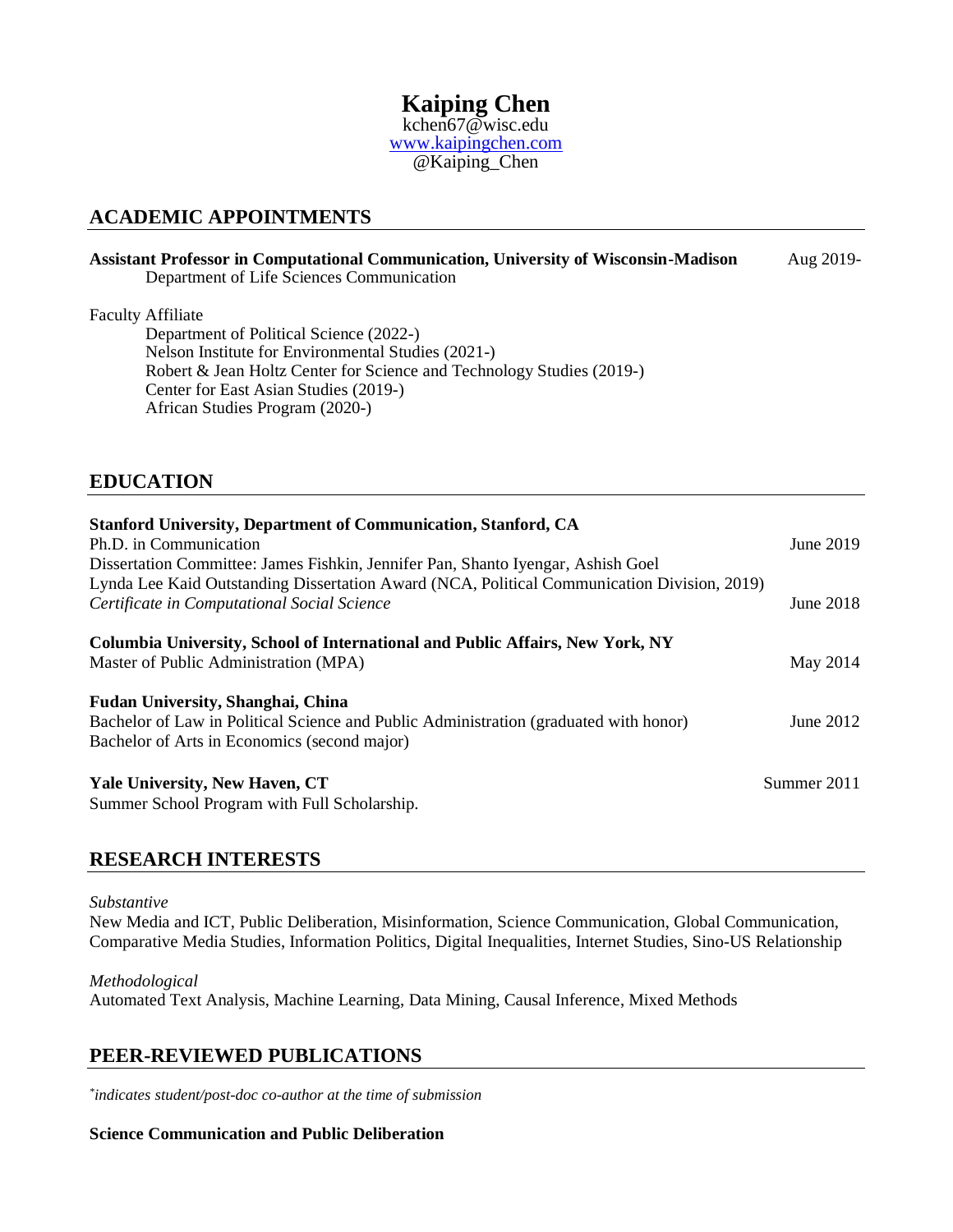# Kaiping Chen

kchen67@wisc.edu
www.kaipingchen.com
@Kaiping_Chen

## ACADEMIC APPOINTMENTS

**Assistant Professor in Computational Communication, University of Wisconsin-Madison** — Aug 2019-
Department of Life Sciences Communication

Faculty Affiliate
- Department of Political Science (2022-)
- Nelson Institute for Environmental Studies (2021-)
- Robert & Jean Holtz Center for Science and Technology Studies (2019-)
- Center for East Asian Studies (2019-)
- African Studies Program (2020-)

## EDUCATION

**Stanford University, Department of Communication, Stanford, CA**
Ph.D. in Communication — June 2019
Dissertation Committee: James Fishkin, Jennifer Pan, Shanto Iyengar, Ashish Goel
Lynda Lee Kaid Outstanding Dissertation Award (NCA, Political Communication Division, 2019)
*Certificate in Computational Social Science* — June 2018

**Columbia University, School of International and Public Affairs, New York, NY**
Master of Public Administration (MPA) — May 2014

**Fudan University, Shanghai, China**
Bachelor of Law in Political Science and Public Administration (graduated with honor) — June 2012
Bachelor of Arts in Economics (second major)

**Yale University, New Haven, CT** — Summer 2011
Summer School Program with Full Scholarship.

## RESEARCH INTERESTS

*Substantive*
New Media and ICT, Public Deliberation, Misinformation, Science Communication, Global Communication, Comparative Media Studies, Information Politics, Digital Inequalities, Internet Studies, Sino-US Relationship

*Methodological*
Automated Text Analysis, Machine Learning, Data Mining, Causal Inference, Mixed Methods

## PEER-REVIEWED PUBLICATIONS

*\*indicates student/post-doc co-author at the time of submission*

**Science Communication and Public Deliberation**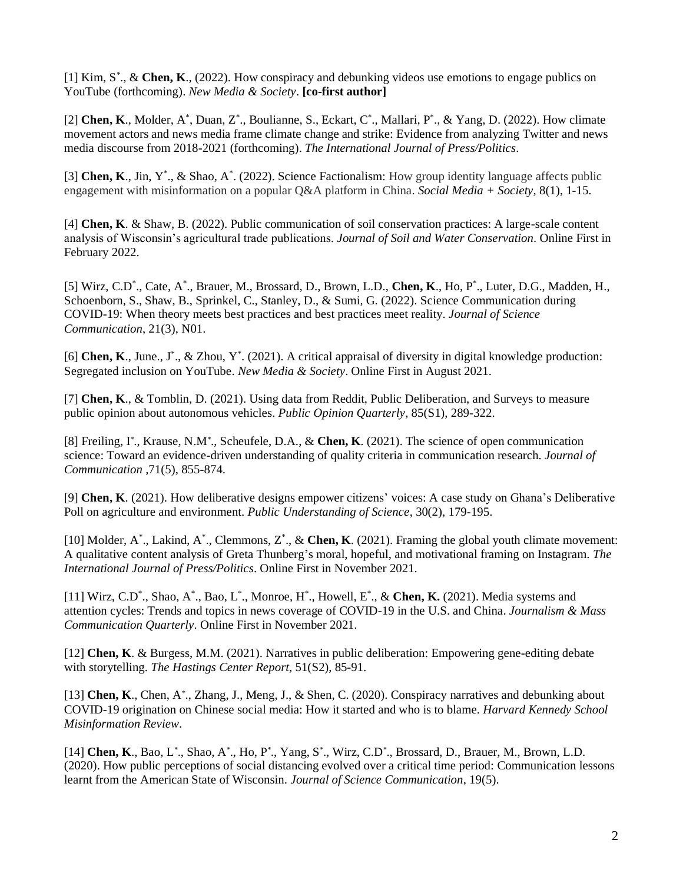[1] Kim, S*., & **Chen, K**., (2022). How conspiracy and debunking videos use emotions to engage publics on YouTube (forthcoming). *New Media & Society*. **[co-first author]**

[2] **Chen, K**., Molder, A*, Duan, Z*., Boulianne, S., Eckart, C*., Mallari, P*., & Yang, D. (2022). How climate movement actors and news media frame climate change and strike: Evidence from analyzing Twitter and news media discourse from 2018-2021 (forthcoming). *The International Journal of Press/Politics*.

[3] **Chen, K**., Jin, Y*., & Shao, A*. (2022). Science Factionalism: How group identity language affects public engagement with misinformation on a popular Q&A platform in China. *Social Media + Society*, 8(1), 1-15.

[4] **Chen, K**. & Shaw, B. (2022). Public communication of soil conservation practices: A large-scale content analysis of Wisconsin's agricultural trade publications. *Journal of Soil and Water Conservation*. Online First in February 2022.

[5] Wirz, C.D*., Cate, A*., Brauer, M., Brossard, D., Brown, L.D., **Chen, K**., Ho, P*., Luter, D.G., Madden, H., Schoenborn, S., Shaw, B., Sprinkel, C., Stanley, D., & Sumi, G. (2022). Science Communication during COVID-19: When theory meets best practices and best practices meet reality. *Journal of Science Communication*, 21(3), N01.

[6] **Chen, K**., June., J*., & Zhou, Y*. (2021). A critical appraisal of diversity in digital knowledge production: Segregated inclusion on YouTube. *New Media & Society*. Online First in August 2021.

[7] **Chen, K**., & Tomblin, D. (2021). Using data from Reddit, Public Deliberation, and Surveys to measure public opinion about autonomous vehicles. *Public Opinion Quarterly*, 85(S1), 289-322.

[8] Freiling, I*., Krause, N.M*., Scheufele, D.A., & **Chen, K**. (2021). The science of open communication science: Toward an evidence-driven understanding of quality criteria in communication research. *Journal of Communication* ,71(5), 855-874.

[9] **Chen, K**. (2021). How deliberative designs empower citizens' voices: A case study on Ghana's Deliberative Poll on agriculture and environment. *Public Understanding of Science*, 30(2), 179-195.

[10] Molder, A*., Lakind, A*., Clemmons, Z*., & **Chen, K**. (2021). Framing the global youth climate movement: A qualitative content analysis of Greta Thunberg's moral, hopeful, and motivational framing on Instagram. *The International Journal of Press/Politics*. Online First in November 2021.

[11] Wirz, C.D*., Shao, A*., Bao, L*., Monroe, H*., Howell, E*., & **Chen, K.** (2021). Media systems and attention cycles: Trends and topics in news coverage of COVID-19 in the U.S. and China. *Journalism & Mass Communication Quarterly*. Online First in November 2021.

[12] **Chen, K**. & Burgess, M.M. (2021). Narratives in public deliberation: Empowering gene-editing debate with storytelling. *The Hastings Center Report*, 51(S2), 85-91.

[13] **Chen, K**., Chen, A*., Zhang, J., Meng, J., & Shen, C. (2020). Conspiracy narratives and debunking about COVID-19 origination on Chinese social media: How it started and who is to blame. *Harvard Kennedy School Misinformation Review*.

[14] **Chen, K**., Bao, L*., Shao, A*., Ho, P*., Yang, S*., Wirz, C.D*., Brossard, D., Brauer, M., Brown, L.D. (2020). How public perceptions of social distancing evolved over a critical time period: Communication lessons learnt from the American State of Wisconsin. *Journal of Science Communication*, 19(5).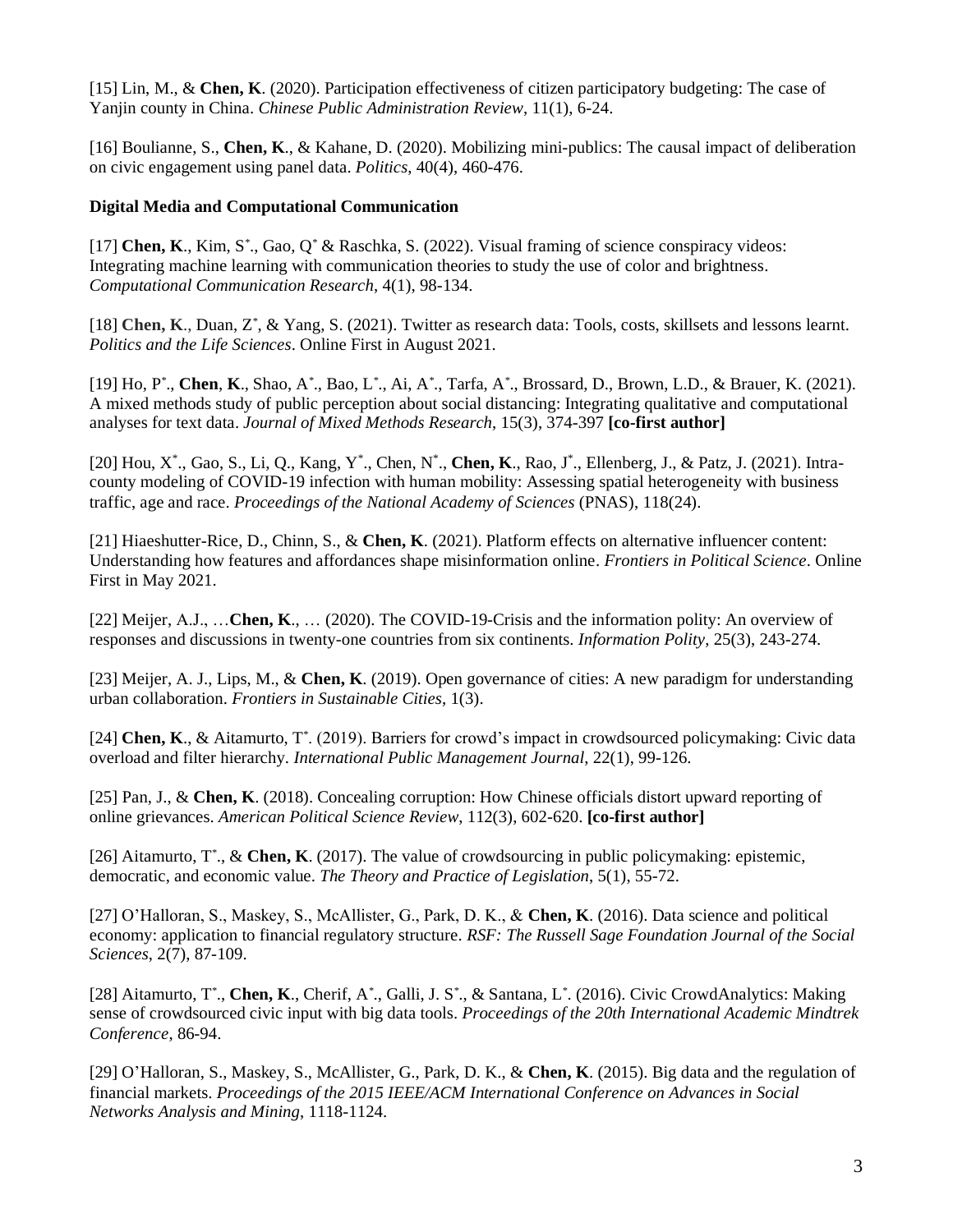[15] Lin, M., & **Chen, K**. (2020). Participation effectiveness of citizen participatory budgeting: The case of Yanjin county in China. *Chinese Public Administration Review*, 11(1), 6-24.

[16] Boulianne, S., **Chen, K**., & Kahane, D. (2020). Mobilizing mini-publics: The causal impact of deliberation on civic engagement using panel data. *Politics*, 40(4), 460-476.

**Digital Media and Computational Communication**

[17] **Chen, K**., Kim, S*., Gao, Q* & Raschka, S. (2022). Visual framing of science conspiracy videos: Integrating machine learning with communication theories to study the use of color and brightness. *Computational Communication Research*, 4(1), 98-134.

[18] **Chen, K**., Duan, Z*, & Yang, S. (2021). Twitter as research data: Tools, costs, skillsets and lessons learnt. *Politics and the Life Sciences*. Online First in August 2021.

[19] Ho, P*., **Chen**, **K**., Shao, A*., Bao, L*., Ai, A*., Tarfa, A*., Brossard, D., Brown, L.D., & Brauer, K. (2021). A mixed methods study of public perception about social distancing: Integrating qualitative and computational analyses for text data. *Journal of Mixed Methods Research*, 15(3), 374-397 **[co-first author]**

[20] Hou, X*., Gao, S., Li, Q., Kang, Y*., Chen, N*., **Chen, K**., Rao, J*., Ellenberg, J., & Patz, J. (2021). Intra-county modeling of COVID-19 infection with human mobility: Assessing spatial heterogeneity with business traffic, age and race. *Proceedings of the National Academy of Sciences* (PNAS), 118(24).

[21] Hiaeshutter-Rice, D., Chinn, S., & **Chen, K**. (2021). Platform effects on alternative influencer content: Understanding how features and affordances shape misinformation online. *Frontiers in Political Science*. Online First in May 2021.

[22] Meijer, A.J., …**Chen, K**., … (2020). The COVID-19-Crisis and the information polity: An overview of responses and discussions in twenty-one countries from six continents. *Information Polity*, 25(3), 243-274.

[23] Meijer, A. J., Lips, M., & **Chen, K**. (2019). Open governance of cities: A new paradigm for understanding urban collaboration. *Frontiers in Sustainable Cities*, 1(3).

[24] **Chen, K**., & Aitamurto, T*. (2019). Barriers for crowd's impact in crowdsourced policymaking: Civic data overload and filter hierarchy. *International Public Management Journal*, 22(1), 99-126.

[25] Pan, J., & **Chen, K**. (2018). Concealing corruption: How Chinese officials distort upward reporting of online grievances. *American Political Science Review*, 112(3), 602-620. **[co-first author]**

[26] Aitamurto, T*., & **Chen, K**. (2017). The value of crowdsourcing in public policymaking: epistemic, democratic, and economic value. *The Theory and Practice of Legislation*, 5(1), 55-72.

[27] O'Halloran, S., Maskey, S., McAllister, G., Park, D. K., & **Chen, K**. (2016). Data science and political economy: application to financial regulatory structure. *RSF: The Russell Sage Foundation Journal of the Social Sciences*, 2(7), 87-109.

[28] Aitamurto, T*., **Chen, K**., Cherif, A*., Galli, J. S*., & Santana, L*. (2016). Civic CrowdAnalytics: Making sense of crowdsourced civic input with big data tools. *Proceedings of the 20th International Academic Mindtrek Conference*, 86-94.

[29] O'Halloran, S., Maskey, S., McAllister, G., Park, D. K., & **Chen, K**. (2015). Big data and the regulation of financial markets. *Proceedings of the 2015 IEEE/ACM International Conference on Advances in Social Networks Analysis and Mining*, 1118-1124.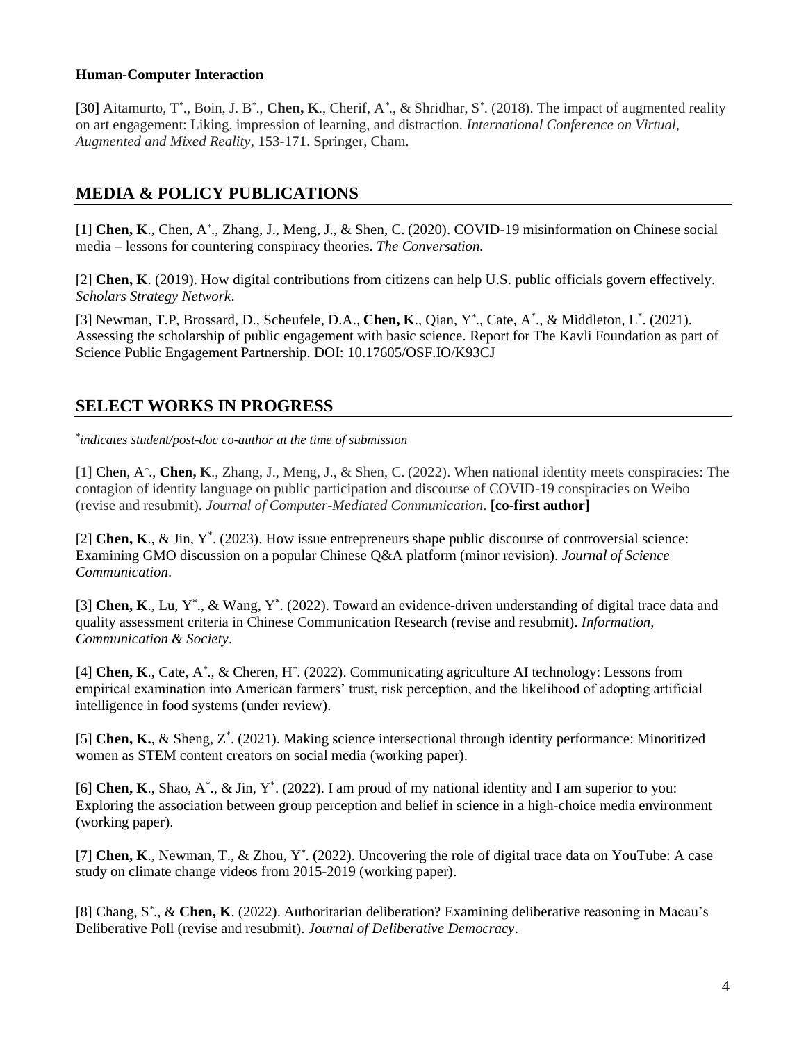**Human-Computer Interaction**

[30] Aitamurto, T*., Boin, J. B*., **Chen, K**., Cherif, A*., & Shridhar, S*. (2018). The impact of augmented reality on art engagement: Liking, impression of learning, and distraction. *International Conference on Virtual, Augmented and Mixed Reality*, 153-171. Springer, Cham.

## MEDIA & POLICY PUBLICATIONS

[1] **Chen, K**., Chen, A*., Zhang, J., Meng, J., & Shen, C. (2020). COVID-19 misinformation on Chinese social media – lessons for countering conspiracy theories. *The Conversation.*

[2] **Chen, K**. (2019). How digital contributions from citizens can help U.S. public officials govern effectively. *Scholars Strategy Network*.

[3] Newman, T.P, Brossard, D., Scheufele, D.A., **Chen, K**., Qian, Y*., Cate, A*., & Middleton, L*. (2021). Assessing the scholarship of public engagement with basic science. Report for The Kavli Foundation as part of Science Public Engagement Partnership. DOI: 10.17605/OSF.IO/K93CJ

## SELECT WORKS IN PROGRESS

**indicates student/post-doc co-author at the time of submission*

[1] Chen, A*., **Chen, K**., Zhang, J., Meng, J., & Shen, C. (2022). When national identity meets conspiracies: The contagion of identity language on public participation and discourse of COVID-19 conspiracies on Weibo (revise and resubmit). *Journal of Computer-Mediated Communication*. **[co-first author]**

[2] **Chen, K**., & Jin, Y*. (2023). How issue entrepreneurs shape public discourse of controversial science: Examining GMO discussion on a popular Chinese Q&A platform (minor revision). *Journal of Science Communication*.

[3] **Chen, K**., Lu, Y*., & Wang, Y*. (2022). Toward an evidence-driven understanding of digital trace data and quality assessment criteria in Chinese Communication Research (revise and resubmit). *Information, Communication & Society*.

[4] **Chen, K**., Cate, A*., & Cheren, H*. (2022). Communicating agriculture AI technology: Lessons from empirical examination into American farmers' trust, risk perception, and the likelihood of adopting artificial intelligence in food systems (under review).

[5] **Chen, K.**, & Sheng, Z*. (2021). Making science intersectional through identity performance: Minoritized women as STEM content creators on social media (working paper).

[6] **Chen, K**., Shao, A*., & Jin, Y*. (2022). I am proud of my national identity and I am superior to you: Exploring the association between group perception and belief in science in a high-choice media environment (working paper).

[7] **Chen, K**., Newman, T., & Zhou, Y*. (2022). Uncovering the role of digital trace data on YouTube: A case study on climate change videos from 2015-2019 (working paper).

[8] Chang, S*., & **Chen, K**. (2022). Authoritarian deliberation? Examining deliberative reasoning in Macau's Deliberative Poll (revise and resubmit). *Journal of Deliberative Democracy*.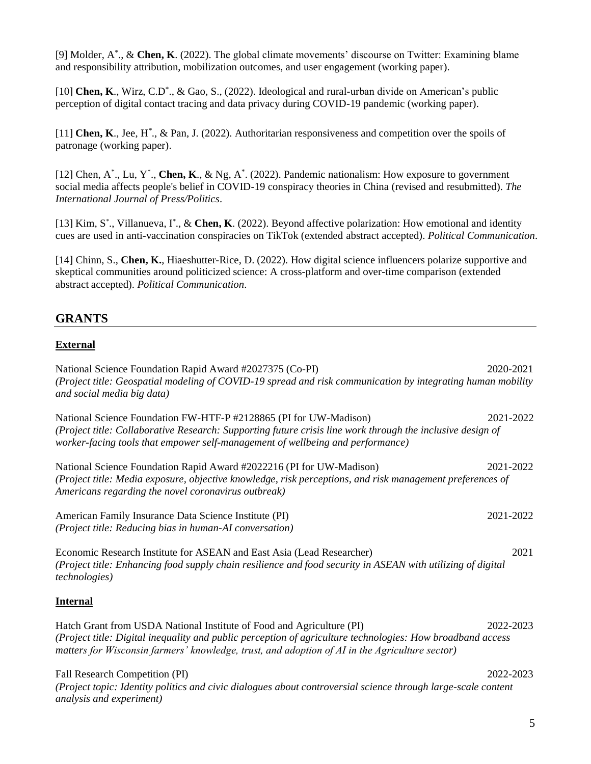[9] Molder, A*., & **Chen, K**. (2022). The global climate movements' discourse on Twitter: Examining blame and responsibility attribution, mobilization outcomes, and user engagement (working paper).

[10] **Chen, K**., Wirz, C.D*., & Gao, S., (2022). Ideological and rural-urban divide on American's public perception of digital contact tracing and data privacy during COVID-19 pandemic (working paper).

[11] **Chen, K**., Jee, H*., & Pan, J. (2022). Authoritarian responsiveness and competition over the spoils of patronage (working paper).

[12] Chen, A*., Lu, Y*., **Chen, K**., & Ng, A*. (2022). Pandemic nationalism: How exposure to government social media affects people's belief in COVID-19 conspiracy theories in China (revised and resubmitted). *The International Journal of Press/Politics*.

[13] Kim, S*., Villanueva, I*., & **Chen, K**. (2022). Beyond affective polarization: How emotional and identity cues are used in anti-vaccination conspiracies on TikTok (extended abstract accepted). *Political Communication*.

[14] Chinn, S., **Chen, K.**, Hiaeshutter-Rice, D. (2022). How digital science influencers polarize supportive and skeptical communities around politicized science: A cross-platform and over-time comparison (extended abstract accepted). *Political Communication*.

## GRANTS

### External

National Science Foundation Rapid Award #2027375 (Co-PI) 2020-2021
*(Project title: Geospatial modeling of COVID-19 spread and risk communication by integrating human mobility and social media big data)*

National Science Foundation FW-HTF-P #2128865 (PI for UW-Madison) 2021-2022
*(Project title: Collaborative Research: Supporting future crisis line work through the inclusive design of worker-facing tools that empower self-management of wellbeing and performance)*

National Science Foundation Rapid Award #2022216 (PI for UW-Madison) 2021-2022
*(Project title: Media exposure, objective knowledge, risk perceptions, and risk management preferences of Americans regarding the novel coronavirus outbreak)*

American Family Insurance Data Science Institute (PI) 2021-2022
*(Project title: Reducing bias in human-AI conversation)*

Economic Research Institute for ASEAN and East Asia (Lead Researcher) 2021
*(Project title: Enhancing food supply chain resilience and food security in ASEAN with utilizing of digital technologies)*

### Internal

Hatch Grant from USDA National Institute of Food and Agriculture (PI) 2022-2023
*(Project title: Digital inequality and public perception of agriculture technologies: How broadband access matters for Wisconsin farmers' knowledge, trust, and adoption of AI in the Agriculture sector)*

Fall Research Competition (PI) 2022-2023
*(Project topic: Identity politics and civic dialogues about controversial science through large-scale content analysis and experiment)*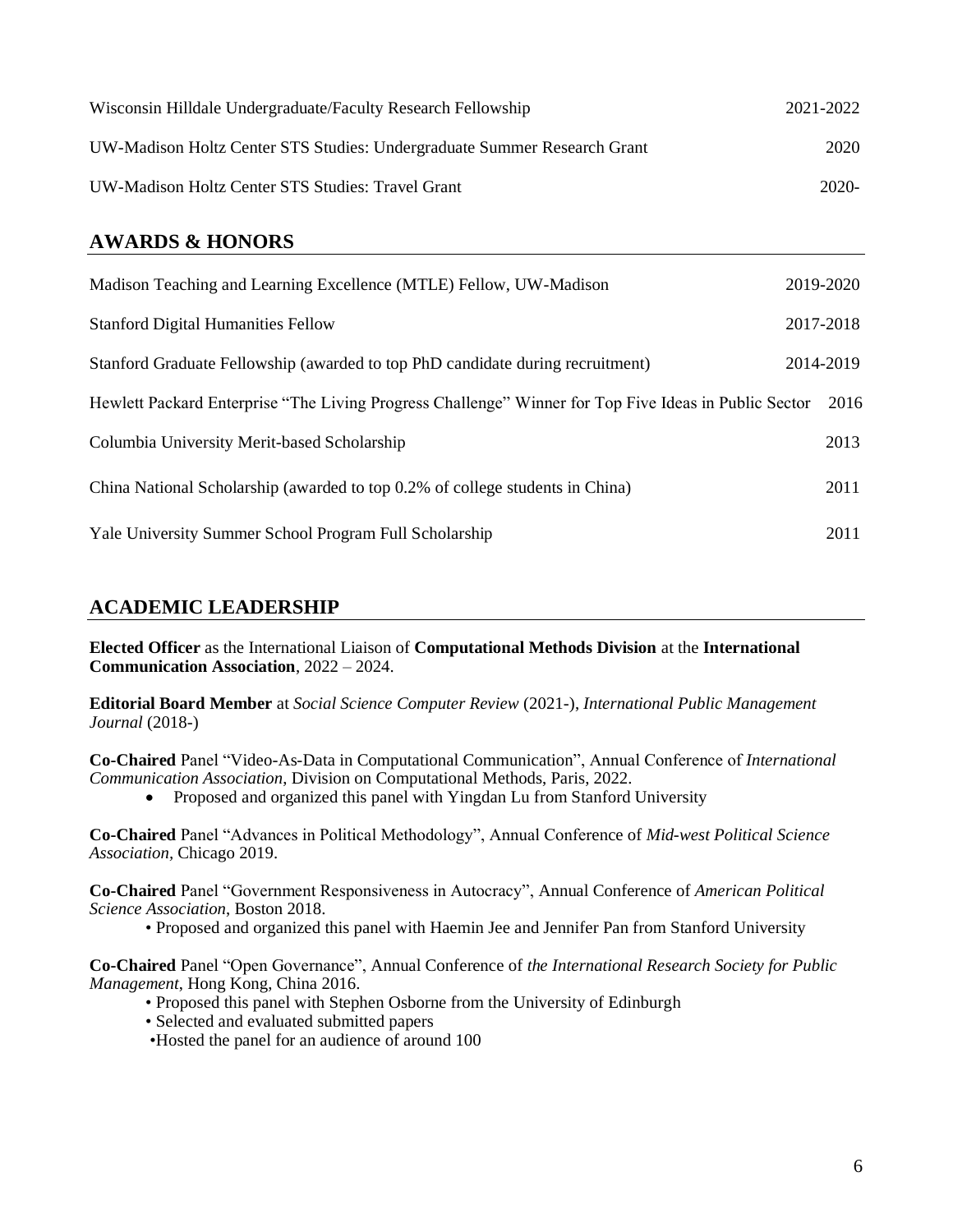Wisconsin Hilldale Undergraduate/Faculty Research Fellowship 2021-2022

UW-Madison Holtz Center STS Studies: Undergraduate Summer Research Grant 2020

UW-Madison Holtz Center STS Studies: Travel Grant 2020-

## AWARDS & HONORS

Madison Teaching and Learning Excellence (MTLE) Fellow, UW-Madison 2019-2020

Stanford Digital Humanities Fellow 2017-2018

Stanford Graduate Fellowship (awarded to top PhD candidate during recruitment) 2014-2019

Hewlett Packard Enterprise "The Living Progress Challenge" Winner for Top Five Ideas in Public Sector 2016

Columbia University Merit-based Scholarship 2013

China National Scholarship (awarded to top 0.2% of college students in China) 2011

Yale University Summer School Program Full Scholarship 2011

## ACADEMIC LEADERSHIP

**Elected Officer** as the International Liaison of **Computational Methods Division** at the **International Communication Association**, 2022 – 2024.

**Editorial Board Member** at *Social Science Computer Review* (2021-), *International Public Management Journal* (2018-)

**Co-Chaired** Panel "Video-As-Data in Computational Communication", Annual Conference of *International Communication Association*, Division on Computational Methods, Paris, 2022.

- Proposed and organized this panel with Yingdan Lu from Stanford University

**Co-Chaired** Panel "Advances in Political Methodology", Annual Conference of *Mid-west Political Science Association*, Chicago 2019.

**Co-Chaired** Panel "Government Responsiveness in Autocracy", Annual Conference of *American Political Science Association*, Boston 2018.

- Proposed and organized this panel with Haemin Jee and Jennifer Pan from Stanford University

**Co-Chaired** Panel "Open Governance", Annual Conference of *the International Research Society for Public Management*, Hong Kong, China 2016.

- Proposed this panel with Stephen Osborne from the University of Edinburgh
- Selected and evaluated submitted papers
- Hosted the panel for an audience of around 100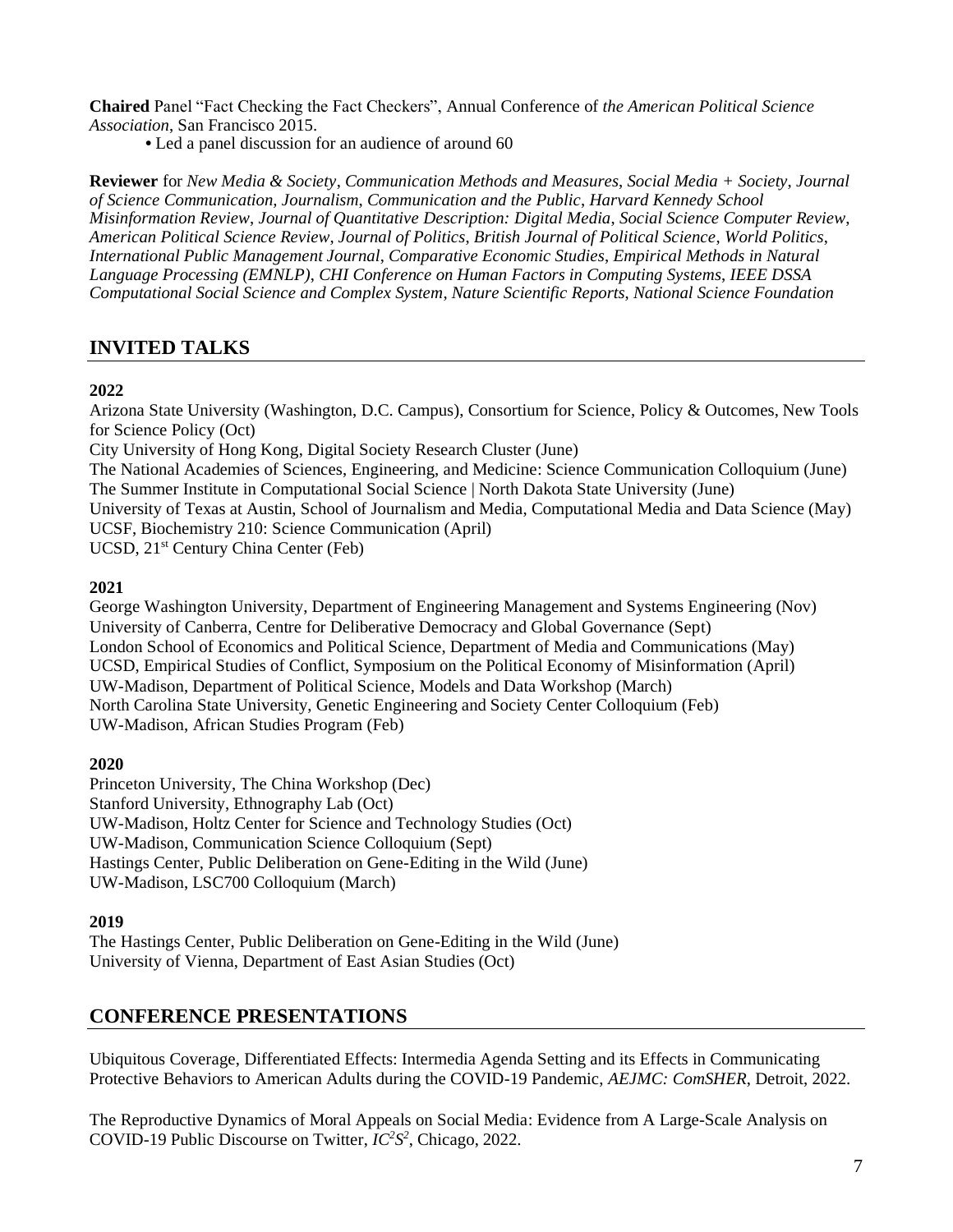**Chaired** Panel "Fact Checking the Fact Checkers", Annual Conference of *the American Political Science Association*, San Francisco 2015.

- Led a panel discussion for an audience of around 60

**Reviewer** for *New Media & Society*, *Communication Methods and Measures*, *Social Media + Society*, *Journal of Science Communication*, *Journalism*, *Communication and the Public*, *Harvard Kennedy School Misinformation Review*, *Journal of Quantitative Description: Digital Media*, *Social Science Computer Review*, *American Political Science Review*, *Journal of Politics*, *British Journal of Political Science*, *World Politics*, *International Public Management Journal*, *Comparative Economic Studies*, *Empirical Methods in Natural Language Processing (EMNLP)*, *CHI Conference on Human Factors in Computing Systems*, *IEEE DSSA Computational Social Science and Complex System*, *Nature Scientific Reports*, *National Science Foundation*

## INVITED TALKS

**2022**

Arizona State University (Washington, D.C. Campus), Consortium for Science, Policy & Outcomes, New Tools for Science Policy (Oct)
City University of Hong Kong, Digital Society Research Cluster (June)
The National Academies of Sciences, Engineering, and Medicine: Science Communication Colloquium (June)
The Summer Institute in Computational Social Science | North Dakota State University (June)
University of Texas at Austin, School of Journalism and Media, Computational Media and Data Science (May)
UCSF, Biochemistry 210: Science Communication (April)
UCSD, 21st Century China Center (Feb)

**2021**

George Washington University, Department of Engineering Management and Systems Engineering (Nov)
University of Canberra, Centre for Deliberative Democracy and Global Governance (Sept)
London School of Economics and Political Science, Department of Media and Communications (May)
UCSD, Empirical Studies of Conflict, Symposium on the Political Economy of Misinformation (April)
UW-Madison, Department of Political Science, Models and Data Workshop (March)
North Carolina State University, Genetic Engineering and Society Center Colloquium (Feb)
UW-Madison, African Studies Program (Feb)

**2020**

Princeton University, The China Workshop (Dec)
Stanford University, Ethnography Lab (Oct)
UW-Madison, Holtz Center for Science and Technology Studies (Oct)
UW-Madison, Communication Science Colloquium (Sept)
Hastings Center, Public Deliberation on Gene-Editing in the Wild (June)
UW-Madison, LSC700 Colloquium (March)

**2019**

The Hastings Center, Public Deliberation on Gene-Editing in the Wild (June)
University of Vienna, Department of East Asian Studies (Oct)

## CONFERENCE PRESENTATIONS

Ubiquitous Coverage, Differentiated Effects: Intermedia Agenda Setting and its Effects in Communicating Protective Behaviors to American Adults during the COVID-19 Pandemic, *AEJMC: ComSHER*, Detroit, 2022.

The Reproductive Dynamics of Moral Appeals on Social Media: Evidence from A Large-Scale Analysis on COVID-19 Public Discourse on Twitter, *$IC^2S^2$*, Chicago, 2022.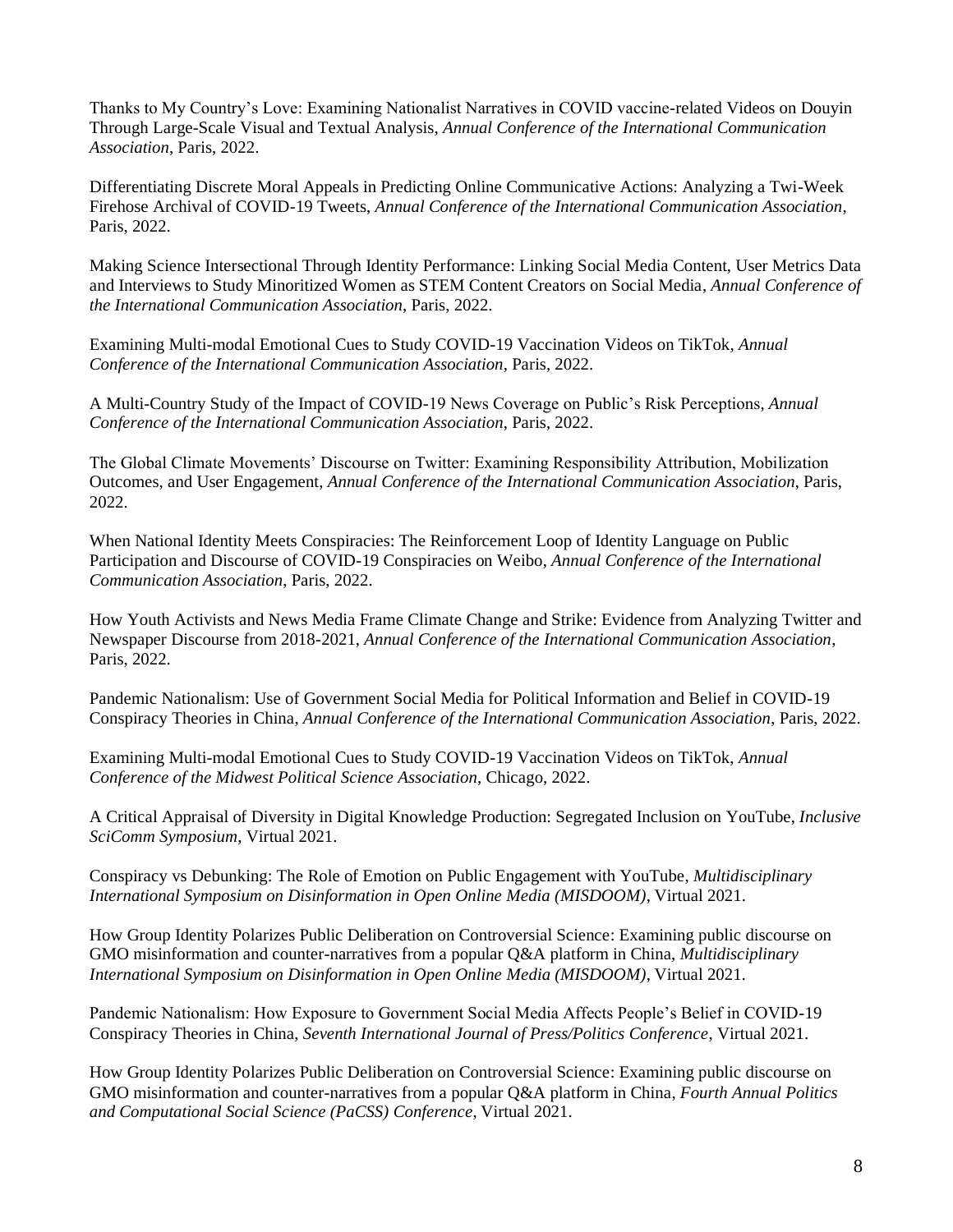Thanks to My Country's Love: Examining Nationalist Narratives in COVID vaccine-related Videos on Douyin Through Large-Scale Visual and Textual Analysis, *Annual Conference of the International Communication Association*, Paris, 2022.

Differentiating Discrete Moral Appeals in Predicting Online Communicative Actions: Analyzing a Twi-Week Firehose Archival of COVID-19 Tweets, *Annual Conference of the International Communication Association*, Paris, 2022.

Making Science Intersectional Through Identity Performance: Linking Social Media Content, User Metrics Data and Interviews to Study Minoritized Women as STEM Content Creators on Social Media, *Annual Conference of the International Communication Association*, Paris, 2022.

Examining Multi-modal Emotional Cues to Study COVID-19 Vaccination Videos on TikTok, *Annual Conference of the International Communication Association*, Paris, 2022.

A Multi-Country Study of the Impact of COVID-19 News Coverage on Public's Risk Perceptions, *Annual Conference of the International Communication Association*, Paris, 2022.

The Global Climate Movements' Discourse on Twitter: Examining Responsibility Attribution, Mobilization Outcomes, and User Engagement, *Annual Conference of the International Communication Association*, Paris, 2022.

When National Identity Meets Conspiracies: The Reinforcement Loop of Identity Language on Public Participation and Discourse of COVID-19 Conspiracies on Weibo, *Annual Conference of the International Communication Association*, Paris, 2022.

How Youth Activists and News Media Frame Climate Change and Strike: Evidence from Analyzing Twitter and Newspaper Discourse from 2018-2021, *Annual Conference of the International Communication Association*, Paris, 2022.

Pandemic Nationalism: Use of Government Social Media for Political Information and Belief in COVID-19 Conspiracy Theories in China, *Annual Conference of the International Communication Association*, Paris, 2022.

Examining Multi-modal Emotional Cues to Study COVID-19 Vaccination Videos on TikTok, *Annual Conference of the Midwest Political Science Association*, Chicago, 2022.

A Critical Appraisal of Diversity in Digital Knowledge Production: Segregated Inclusion on YouTube, *Inclusive SciComm Symposium*, Virtual 2021.

Conspiracy vs Debunking: The Role of Emotion on Public Engagement with YouTube, *Multidisciplinary International Symposium on Disinformation in Open Online Media (MISDOOM)*, Virtual 2021.

How Group Identity Polarizes Public Deliberation on Controversial Science: Examining public discourse on GMO misinformation and counter-narratives from a popular Q&A platform in China, *Multidisciplinary International Symposium on Disinformation in Open Online Media (MISDOOM)*, Virtual 2021.

Pandemic Nationalism: How Exposure to Government Social Media Affects People's Belief in COVID-19 Conspiracy Theories in China, *Seventh International Journal of Press/Politics Conference*, Virtual 2021.

How Group Identity Polarizes Public Deliberation on Controversial Science: Examining public discourse on GMO misinformation and counter-narratives from a popular Q&A platform in China, *Fourth Annual Politics and Computational Social Science (PaCSS) Conference*, Virtual 2021.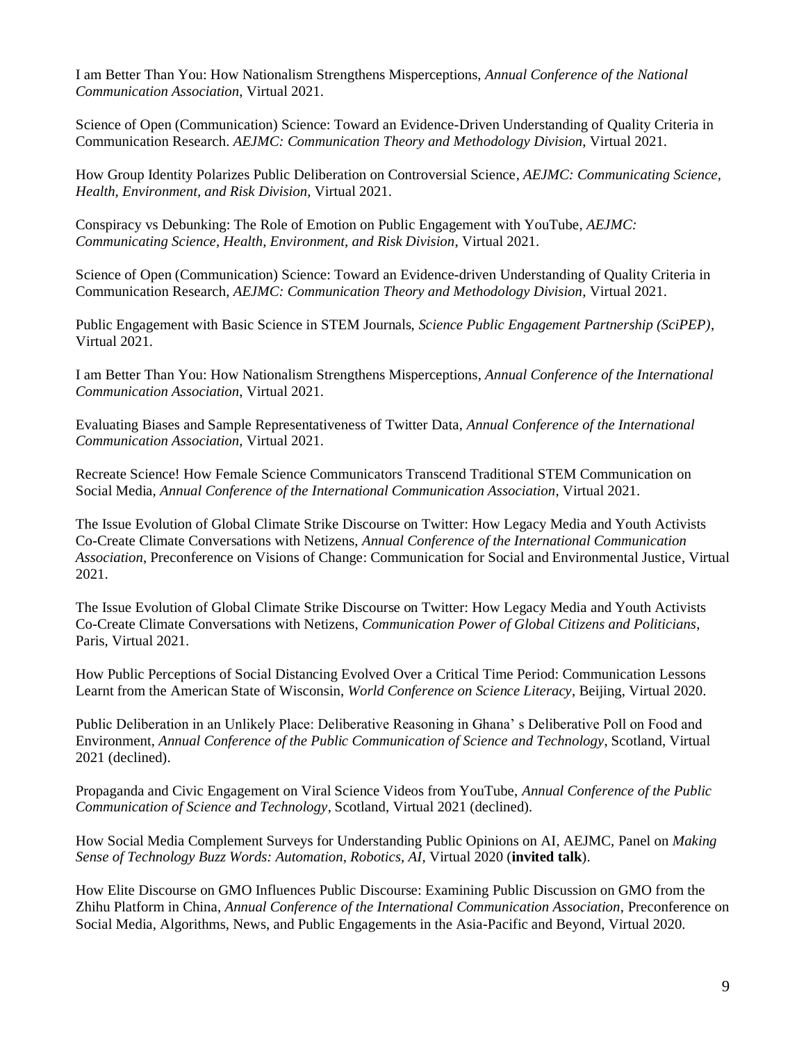I am Better Than You: How Nationalism Strengthens Misperceptions, *Annual Conference of the National Communication Association*, Virtual 2021.

Science of Open (Communication) Science: Toward an Evidence-Driven Understanding of Quality Criteria in Communication Research. *AEJMC: Communication Theory and Methodology Division*, Virtual 2021.

How Group Identity Polarizes Public Deliberation on Controversial Science, *AEJMC: Communicating Science, Health, Environment, and Risk Division*, Virtual 2021.

Conspiracy vs Debunking: The Role of Emotion on Public Engagement with YouTube, *AEJMC: Communicating Science, Health, Environment, and Risk Division*, Virtual 2021.

Science of Open (Communication) Science: Toward an Evidence-driven Understanding of Quality Criteria in Communication Research, *AEJMC: Communication Theory and Methodology Division*, Virtual 2021.

Public Engagement with Basic Science in STEM Journals, *Science Public Engagement Partnership (SciPEP)*, Virtual 2021.

I am Better Than You: How Nationalism Strengthens Misperceptions, *Annual Conference of the International Communication Association*, Virtual 2021.

Evaluating Biases and Sample Representativeness of Twitter Data, *Annual Conference of the International Communication Association*, Virtual 2021.

Recreate Science! How Female Science Communicators Transcend Traditional STEM Communication on Social Media, *Annual Conference of the International Communication Association*, Virtual 2021.

The Issue Evolution of Global Climate Strike Discourse on Twitter: How Legacy Media and Youth Activists Co-Create Climate Conversations with Netizens, *Annual Conference of the International Communication Association*, Preconference on Visions of Change: Communication for Social and Environmental Justice, Virtual 2021.

The Issue Evolution of Global Climate Strike Discourse on Twitter: How Legacy Media and Youth Activists Co-Create Climate Conversations with Netizens, *Communication Power of Global Citizens and Politicians*, Paris, Virtual 2021.

How Public Perceptions of Social Distancing Evolved Over a Critical Time Period: Communication Lessons Learnt from the American State of Wisconsin, *World Conference on Science Literacy*, Beijing, Virtual 2020.

Public Deliberation in an Unlikely Place: Deliberative Reasoning in Ghana' s Deliberative Poll on Food and Environment, *Annual Conference of the Public Communication of Science and Technology*, Scotland, Virtual 2021 (declined).

Propaganda and Civic Engagement on Viral Science Videos from YouTube, *Annual Conference of the Public Communication of Science and Technology*, Scotland, Virtual 2021 (declined).

How Social Media Complement Surveys for Understanding Public Opinions on AI, AEJMC, Panel on *Making Sense of Technology Buzz Words: Automation, Robotics, AI*, Virtual 2020 (**invited talk**).

How Elite Discourse on GMO Influences Public Discourse: Examining Public Discussion on GMO from the Zhihu Platform in China, *Annual Conference of the International Communication Association*, Preconference on Social Media, Algorithms, News, and Public Engagements in the Asia-Pacific and Beyond, Virtual 2020.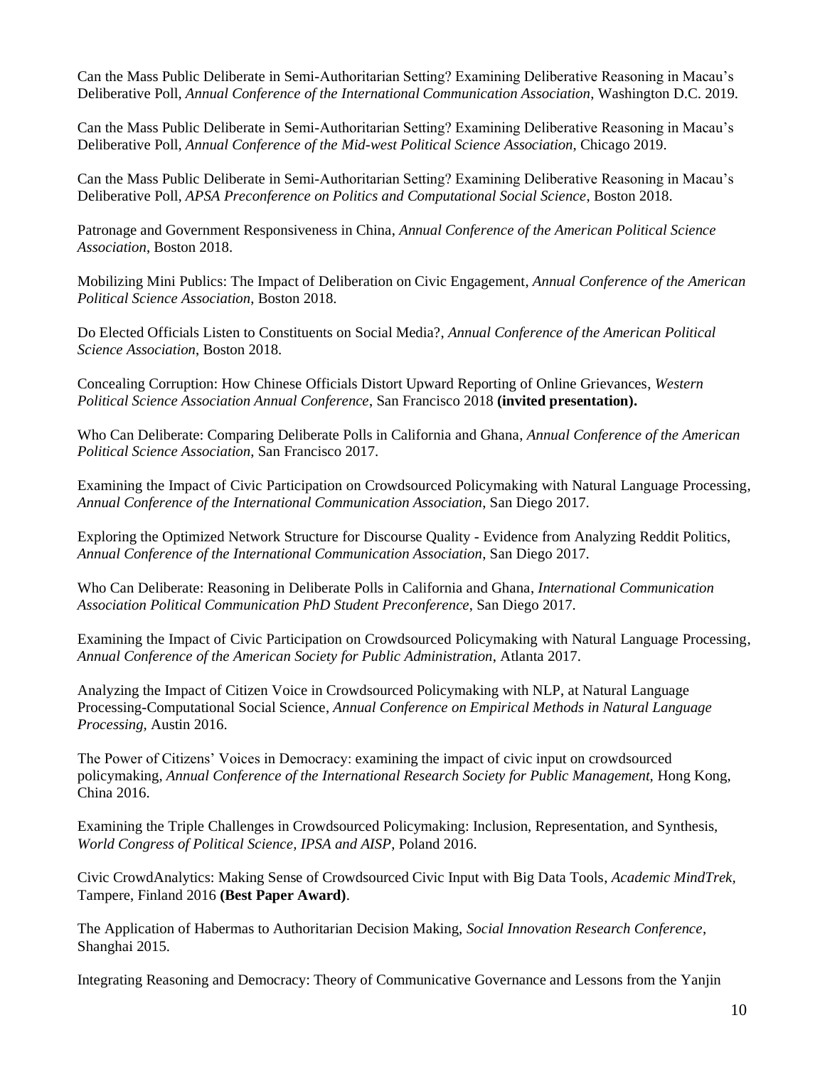Can the Mass Public Deliberate in Semi-Authoritarian Setting? Examining Deliberative Reasoning in Macau's Deliberative Poll, *Annual Conference of the International Communication Association*, Washington D.C. 2019.

Can the Mass Public Deliberate in Semi-Authoritarian Setting? Examining Deliberative Reasoning in Macau's Deliberative Poll, *Annual Conference of the Mid-west Political Science Association*, Chicago 2019.

Can the Mass Public Deliberate in Semi-Authoritarian Setting? Examining Deliberative Reasoning in Macau's Deliberative Poll, *APSA Preconference on Politics and Computational Social Science*, Boston 2018.

Patronage and Government Responsiveness in China, *Annual Conference of the American Political Science Association*, Boston 2018.

Mobilizing Mini Publics: The Impact of Deliberation on Civic Engagement, *Annual Conference of the American Political Science Association*, Boston 2018.

Do Elected Officials Listen to Constituents on Social Media?, *Annual Conference of the American Political Science Association*, Boston 2018.

Concealing Corruption: How Chinese Officials Distort Upward Reporting of Online Grievances, *Western Political Science Association Annual Conference*, San Francisco 2018 **(invited presentation).**

Who Can Deliberate: Comparing Deliberate Polls in California and Ghana, *Annual Conference of the American Political Science Association*, San Francisco 2017.

Examining the Impact of Civic Participation on Crowdsourced Policymaking with Natural Language Processing, *Annual Conference of the International Communication Association*, San Diego 2017.

Exploring the Optimized Network Structure for Discourse Quality - Evidence from Analyzing Reddit Politics, *Annual Conference of the International Communication Association*, San Diego 2017.

Who Can Deliberate: Reasoning in Deliberate Polls in California and Ghana, *International Communication Association Political Communication PhD Student Preconference*, San Diego 2017.

Examining the Impact of Civic Participation on Crowdsourced Policymaking with Natural Language Processing, *Annual Conference of the American Society for Public Administration*, Atlanta 2017.

Analyzing the Impact of Citizen Voice in Crowdsourced Policymaking with NLP, at Natural Language Processing-Computational Social Science, *Annual Conference on Empirical Methods in Natural Language Processing,* Austin 2016.

The Power of Citizens' Voices in Democracy: examining the impact of civic input on crowdsourced policymaking, *Annual Conference of the International Research Society for Public Management,* Hong Kong, China 2016.

Examining the Triple Challenges in Crowdsourced Policymaking: Inclusion, Representation, and Synthesis, *World Congress of Political Science, IPSA and AISP*, Poland 2016.

Civic CrowdAnalytics: Making Sense of Crowdsourced Civic Input with Big Data Tools, *Academic MindTrek,* Tampere, Finland 2016 **(Best Paper Award)**.

The Application of Habermas to Authoritarian Decision Making, *Social Innovation Research Conference*, Shanghai 2015.

Integrating Reasoning and Democracy: Theory of Communicative Governance and Lessons from the Yanjin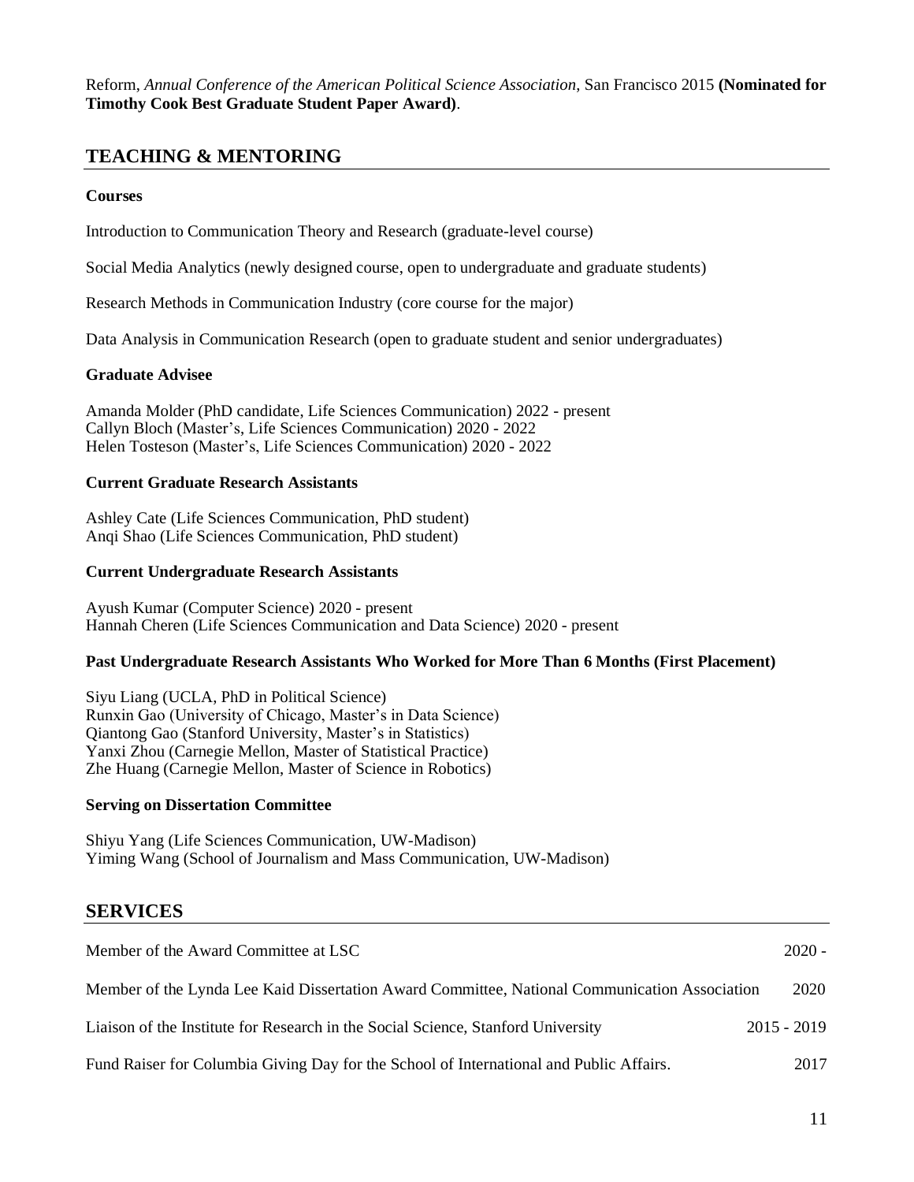Reform, *Annual Conference of the American Political Science Association*, San Francisco 2015 **(Nominated for Timothy Cook Best Graduate Student Paper Award)**.

## TEACHING & MENTORING

**Courses**

Introduction to Communication Theory and Research (graduate-level course)

Social Media Analytics (newly designed course, open to undergraduate and graduate students)

Research Methods in Communication Industry (core course for the major)

Data Analysis in Communication Research (open to graduate student and senior undergraduates)

**Graduate Advisee**

Amanda Molder (PhD candidate, Life Sciences Communication) 2022 - present
Callyn Bloch (Master's, Life Sciences Communication) 2020 - 2022
Helen Tosteson (Master's, Life Sciences Communication) 2020 - 2022

**Current Graduate Research Assistants**

Ashley Cate (Life Sciences Communication, PhD student)
Anqi Shao (Life Sciences Communication, PhD student)

**Current Undergraduate Research Assistants**

Ayush Kumar (Computer Science) 2020 - present
Hannah Cheren (Life Sciences Communication and Data Science) 2020 - present

**Past Undergraduate Research Assistants Who Worked for More Than 6 Months (First Placement)**

Siyu Liang (UCLA, PhD in Political Science)
Runxin Gao (University of Chicago, Master's in Data Science)
Qiantong Gao (Stanford University, Master's in Statistics)
Yanxi Zhou (Carnegie Mellon, Master of Statistical Practice)
Zhe Huang (Carnegie Mellon, Master of Science in Robotics)

**Serving on Dissertation Committee**

Shiyu Yang (Life Sciences Communication, UW-Madison)
Yiming Wang (School of Journalism and Mass Communication, UW-Madison)

## SERVICES

Member of the Award Committee at LSC 2020 -

Member of the Lynda Lee Kaid Dissertation Award Committee, National Communication Association 2020

Liaison of the Institute for Research in the Social Science, Stanford University 2015 - 2019

Fund Raiser for Columbia Giving Day for the School of International and Public Affairs. 2017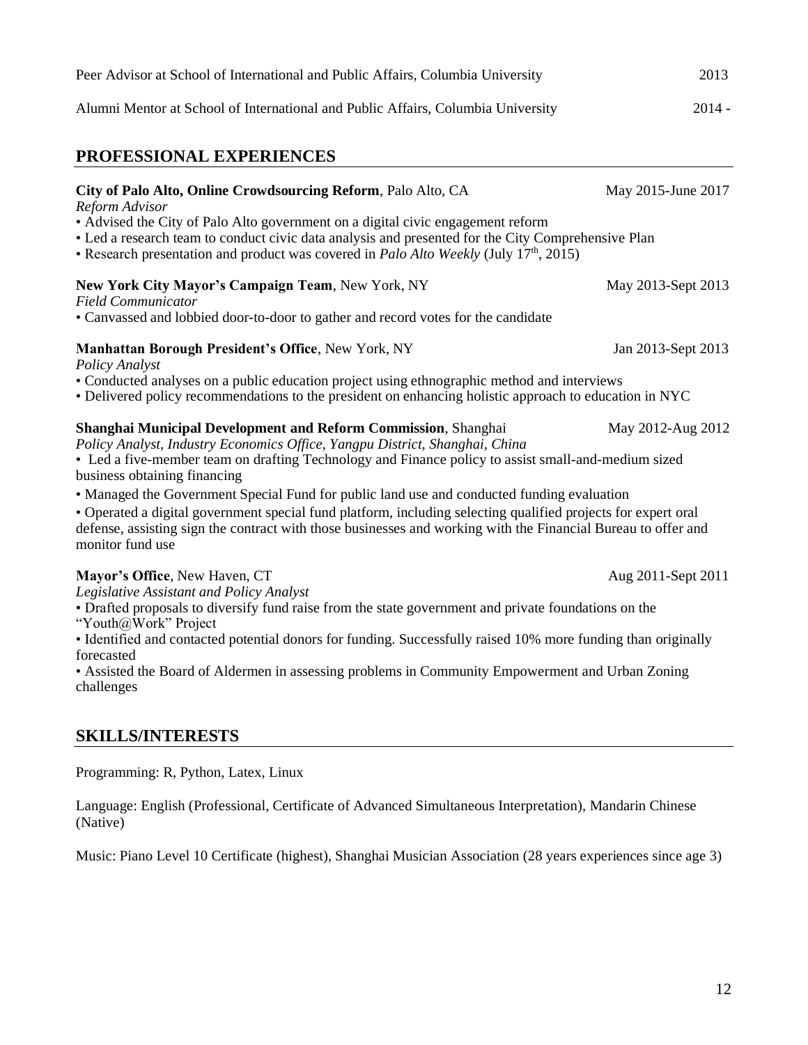Peer Advisor at School of International and Public Affairs, Columbia University 2013

Alumni Mentor at School of International and Public Affairs, Columbia University 2014 -

## PROFESSIONAL EXPERIENCES

**City of Palo Alto, Online Crowdsourcing Reform**, Palo Alto, CA May 2015-June 2017
*Reform Advisor*
- Advised the City of Palo Alto government on a digital civic engagement reform
- Led a research team to conduct civic data analysis and presented for the City Comprehensive Plan
- Research presentation and product was covered in *Palo Alto Weekly* (July 17th, 2015)

**New York City Mayor's Campaign Team**, New York, NY May 2013-Sept 2013
*Field Communicator*
- Canvassed and lobbied door-to-door to gather and record votes for the candidate

**Manhattan Borough President's Office**, New York, NY Jan 2013-Sept 2013
*Policy Analyst*
- Conducted analyses on a public education project using ethnographic method and interviews
- Delivered policy recommendations to the president on enhancing holistic approach to education in NYC

**Shanghai Municipal Development and Reform Commission**, Shanghai May 2012-Aug 2012
*Policy Analyst, Industry Economics Office, Yangpu District, Shanghai, China*
- Led a five-member team on drafting Technology and Finance policy to assist small-and-medium sized business obtaining financing
- Managed the Government Special Fund for public land use and conducted funding evaluation
- Operated a digital government special fund platform, including selecting qualified projects for expert oral defense, assisting sign the contract with those businesses and working with the Financial Bureau to offer and monitor fund use

**Mayor's Office**, New Haven, CT Aug 2011-Sept 2011
*Legislative Assistant and Policy Analyst*
- Drafted proposals to diversify fund raise from the state government and private foundations on the "Youth@Work" Project
- Identified and contacted potential donors for funding. Successfully raised 10% more funding than originally forecasted
- Assisted the Board of Aldermen in assessing problems in Community Empowerment and Urban Zoning challenges

## SKILLS/INTERESTS

Programming: R, Python, Latex, Linux

Language: English (Professional, Certificate of Advanced Simultaneous Interpretation), Mandarin Chinese (Native)

Music: Piano Level 10 Certificate (highest), Shanghai Musician Association (28 years experiences since age 3)